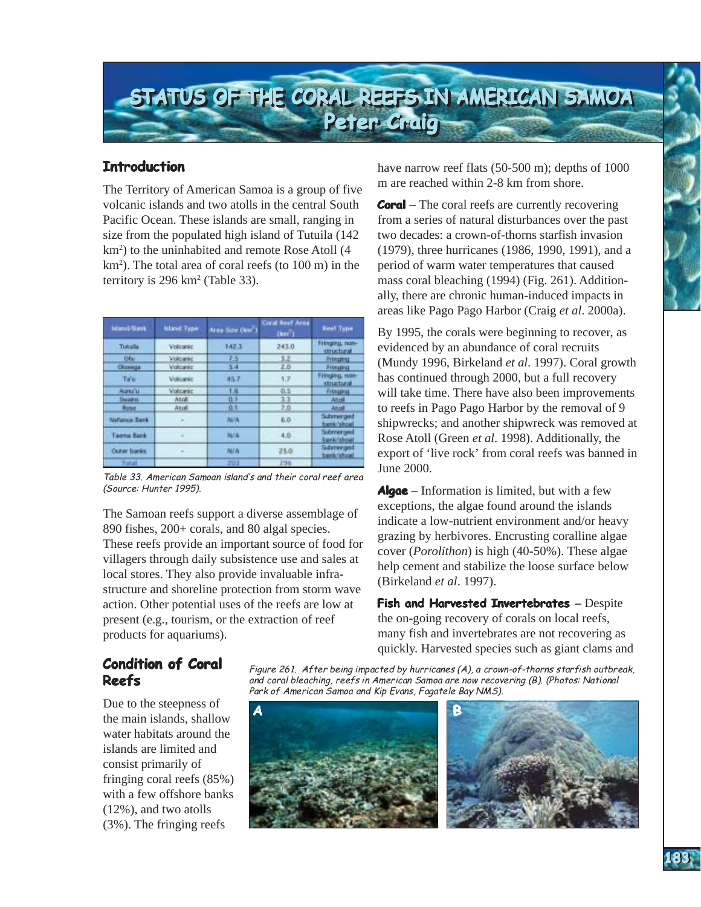# STATUS OF THE CORAL REEFS IN AMERICAN SAMOA
# Peter Craig

## Introduction

The Territory of American Samoa is a group of five volcanic islands and two atolls in the central South Pacific Ocean. These islands are small, ranging in size from the populated high island of Tutuila (142 km$^2$) to the uninhabited and remote Rose Atoll (4 km$^2$). The total area of coral reefs (to 100 m) in the territory is 296 km$^2$ (Table 33).

| Island/Bank | Island Type | Area Size (km$^2$) | Coral Reef Area (km$^2$) | Reef Type |
|---|---|---|---|---|
| Tutuila | Volcanic | 142.3 | 243.0 | Fringing, non-structural |
| Ofu | Volcanic | 7.5 | 3.2 | Fringing |
| Olosega | Volcanic | 5.4 | 2.0 | Fringing |
| Ta'u | Volcanic | 45.7 | 1.7 | Fringing, non-structural |
| Aunu'u | Volcanic | 1.6 | 0.5 | Fringing |
| Swains | Atoll | 0.1 | 3.3 | Atoll |
| Rose | Atoll | 0.1 | 7.0 | Atoll |
| Nafanua Bank | - | N/A | 6.0 | Submerged bank/shoal |
| Taema Bank | - | N/A | 4.0 | Submerged bank/shoal |
| Outer banks | - | N/A | 25.0 | Submerged bank/shoal |
| Total | | 203 | 296 | |

*Table 33. American Samoan island's and their coral reef area (Source: Hunter 1995).*

The Samoan reefs support a diverse assemblage of 890 fishes, 200+ corals, and 80 algal species. These reefs provide an important source of food for villagers through daily subsistence use and sales at local stores. They also provide invaluable infrastructure and shoreline protection from storm wave action. Other potential uses of the reefs are low at present (e.g., tourism, or the extraction of reef products for aquariums).

## Condition of Coral Reefs

Due to the steepness of the main islands, shallow water habitats around the islands are limited and consist primarily of fringing coral reefs (85%) with a few offshore banks (12%), and two atolls (3%). The fringing reefs have narrow reef flats (50-500 m); depths of 1000 m are reached within 2-8 km from shore.

**Coral** – The coral reefs are currently recovering from a series of natural disturbances over the past two decades: a crown-of-thorns starfish invasion (1979), three hurricanes (1986, 1990, 1991), and a period of warm water temperatures that caused mass coral bleaching (1994) (Fig. 261). Additionally, there are chronic human-induced impacts in areas like Pago Pago Harbor (Craig *et al*. 2000a).

By 1995, the corals were beginning to recover, as evidenced by an abundance of coral recruits (Mundy 1996, Birkeland *et al*. 1997). Coral growth has continued through 2000, but a full recovery will take time. There have also been improvements to reefs in Pago Pago Harbor by the removal of 9 shipwrecks; and another shipwreck was removed at Rose Atoll (Green *et al*. 1998). Additionally, the export of 'live rock' from coral reefs was banned in June 2000.

**Algae** – Information is limited, but with a few exceptions, the algae found around the islands indicate a low-nutrient environment and/or heavy grazing by herbivores. Encrusting coralline algae cover (*Porolithon*) is high (40-50%). These algae help cement and stabilize the loose surface below (Birkeland *et al*. 1997).

**Fish and Harvested Invertebrates** – Despite the on-going recovery of corals on local reefs, many fish and invertebrates are not recovering as quickly. Harvested species such as giant clams and

*Figure 261. After being impacted by hurricanes (A), a crown-of-thorns starfish outbreak, and coral bleaching, reefs in American Samoa are now recovering (B). (Photos: National Park of American Samoa and Kip Evans, Fagatele Bay NMS).*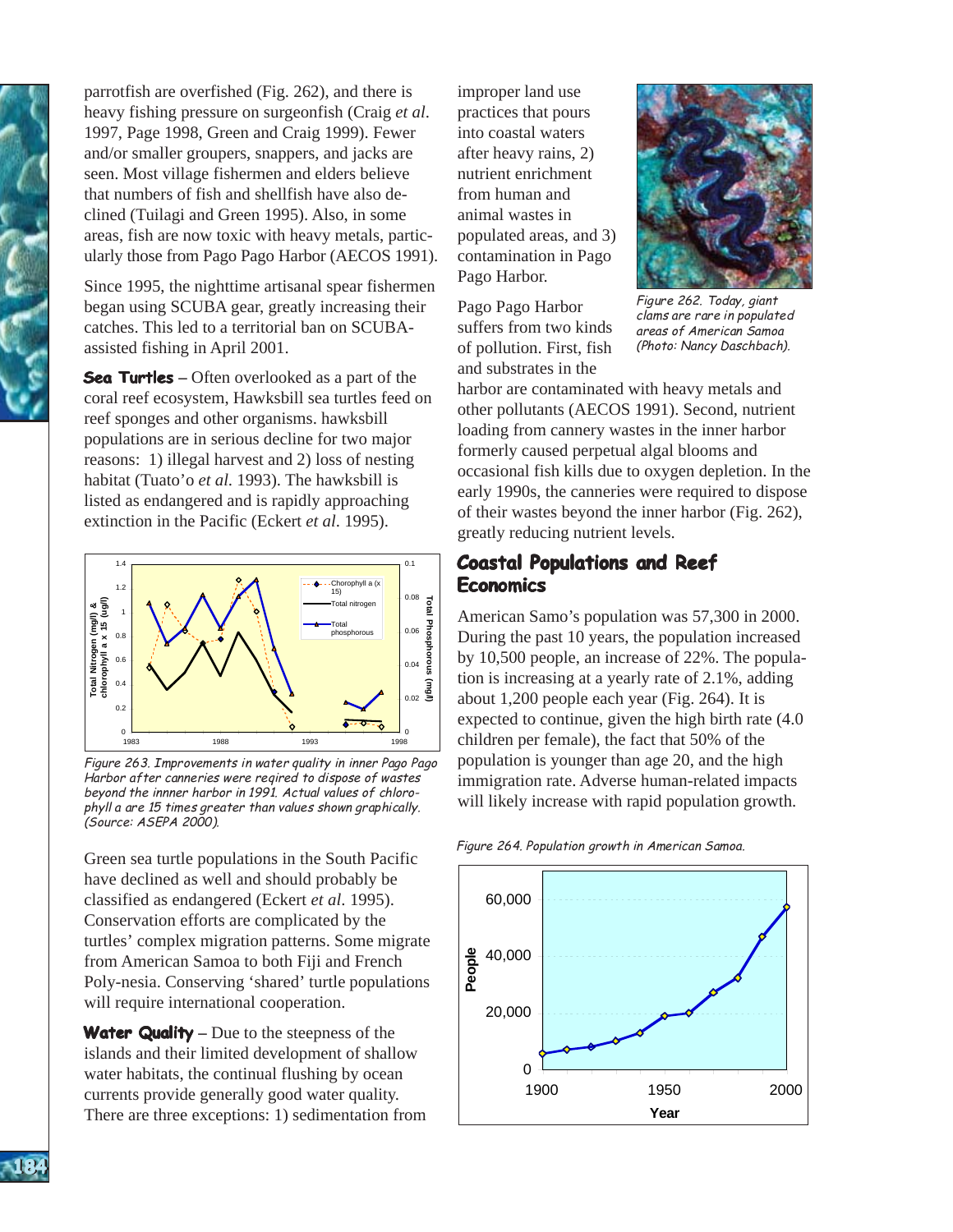parrotfish are overfished (Fig. 262), and there is heavy fishing pressure on surgeonfish (Craig *et al*. 1997, Page 1998, Green and Craig 1999). Fewer and/or smaller groupers, snappers, and jacks are seen. Most village fishermen and elders believe that numbers of fish and shellfish have also declined (Tuilagi and Green 1995). Also, in some areas, fish are now toxic with heavy metals, particularly those from Pago Pago Harbor (AECOS 1991).

Since 1995, the nighttime artisanal spear fishermen began using SCUBA gear, greatly increasing their catches. This led to a territorial ban on SCUBA-assisted fishing in April 2001.

**Sea Turtles** – Often overlooked as a part of the coral reef ecosystem, Hawksbill sea turtles feed on reef sponges and other organisms. hawksbill populations are in serious decline for two major reasons: 1) illegal harvest and 2) loss of nesting habitat (Tuato'o *et al.* 1993). The hawksbill is listed as endangered and is rapidly approaching extinction in the Pacific (Eckert *et al*. 1995).

*Figure 263. Improvements in water quality in inner Pago Pago Harbor after canneries were reqired to dispose of wastes beyond the innner harbor in 1991. Actual values of chlorophyll a are 15 times greater than values shown graphically. (Source: ASEPA 2000).*

Green sea turtle populations in the South Pacific have declined as well and should probably be classified as endangered (Eckert *et al*. 1995). Conservation efforts are complicated by the turtles' complex migration patterns. Some migrate from American Samoa to both Fiji and French Poly-nesia. Conserving 'shared' turtle populations will require international cooperation.

**Water Quality** – Due to the steepness of the islands and their limited development of shallow water habitats, the continual flushing by ocean currents provide generally good water quality. There are three exceptions: 1) sedimentation from improper land use practices that pours into coastal waters after heavy rains, 2) nutrient enrichment from human and animal wastes in populated areas, and 3) contamination in Pago Pago Harbor.

*Figure 262. Today, giant clams are rare in populated areas of American Samoa (Photo: Nancy Daschbach).*

Pago Pago Harbor suffers from two kinds of pollution. First, fish and substrates in the harbor are contaminated with heavy metals and other pollutants (AECOS 1991). Second, nutrient loading from cannery wastes in the inner harbor formerly caused perpetual algal blooms and occasional fish kills due to oxygen depletion. In the early 1990s, the canneries were required to dispose of their wastes beyond the inner harbor (Fig. 262), greatly reducing nutrient levels.

## Coastal Populations and Reef Economics

American Samo's population was 57,300 in 2000. During the past 10 years, the population increased by 10,500 people, an increase of 22%. The population is increasing at a yearly rate of 2.1%, adding about 1,200 people each year (Fig. 264). It is expected to continue, given the high birth rate (4.0 children per female), the fact that 50% of the population is younger than age 20, and the high immigration rate. Adverse human-related impacts will likely increase with rapid population growth.

*Figure 264. Population growth in American Samoa.*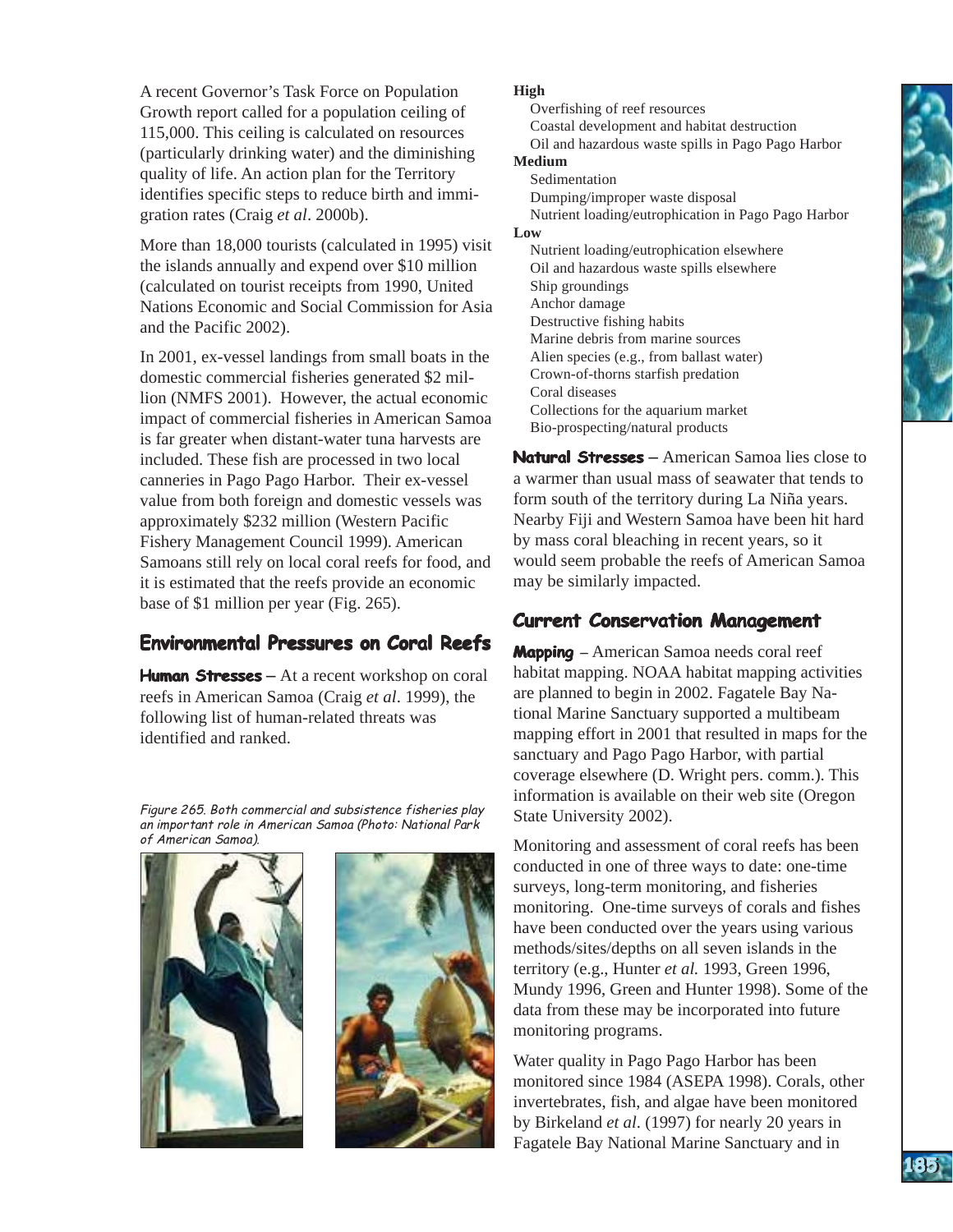A recent Governor's Task Force on Population Growth report called for a population ceiling of 115,000. This ceiling is calculated on resources (particularly drinking water) and the diminishing quality of life. An action plan for the Territory identifies specific steps to reduce birth and immigration rates (Craig *et al*. 2000b).

More than 18,000 tourists (calculated in 1995) visit the islands annually and expend over $10 million (calculated on tourist receipts from 1990, United Nations Economic and Social Commission for Asia and the Pacific 2002).

In 2001, ex-vessel landings from small boats in the domestic commercial fisheries generated $2 million (NMFS 2001). However, the actual economic impact of commercial fisheries in American Samoa is far greater when distant-water tuna harvests are included. These fish are processed in two local canneries in Pago Pago Harbor. Their ex-vessel value from both foreign and domestic vessels was approximately $232 million (Western Pacific Fishery Management Council 1999). American Samoans still rely on local coral reefs for food, and it is estimated that the reefs provide an economic base of $1 million per year (Fig. 265).

## Environmental Pressures on Coral Reefs

**Human Stresses** – At a recent workshop on coral reefs in American Samoa (Craig *et al*. 1999), the following list of human-related threats was identified and ranked.

*Figure 265. Both commercial and subsistence fisheries play an important role in American Samoa (Photo: National Park of American Samoa).*

**High**
- Overfishing of reef resources
- Coastal development and habitat destruction
- Oil and hazardous waste spills in Pago Pago Harbor

**Medium**
- Sedimentation
- Dumping/improper waste disposal
- Nutrient loading/eutrophication in Pago Pago Harbor

**Low**
- Nutrient loading/eutrophication elsewhere
- Oil and hazardous waste spills elsewhere
- Ship groundings
- Anchor damage
- Destructive fishing habits
- Marine debris from marine sources
- Alien species (e.g., from ballast water)
- Crown-of-thorns starfish predation
- Coral diseases
- Collections for the aquarium market
- Bio-prospecting/natural products

**Natural Stresses** – American Samoa lies close to a warmer than usual mass of seawater that tends to form south of the territory during La Niña years. Nearby Fiji and Western Samoa have been hit hard by mass coral bleaching in recent years, so it would seem probable the reefs of American Samoa may be similarly impacted.

## Current Conservation Management

**Mapping** – American Samoa needs coral reef habitat mapping. NOAA habitat mapping activities are planned to begin in 2002. Fagatele Bay National Marine Sanctuary supported a multibeam mapping effort in 2001 that resulted in maps for the sanctuary and Pago Pago Harbor, with partial coverage elsewhere (D. Wright pers. comm.). This information is available on their web site (Oregon State University 2002).

Monitoring and assessment of coral reefs has been conducted in one of three ways to date: one-time surveys, long-term monitoring, and fisheries monitoring. One-time surveys of corals and fishes have been conducted over the years using various methods/sites/depths on all seven islands in the territory (e.g., Hunter *et al.* 1993, Green 1996, Mundy 1996, Green and Hunter 1998). Some of the data from these may be incorporated into future monitoring programs.

Water quality in Pago Pago Harbor has been monitored since 1984 (ASEPA 1998). Corals, other invertebrates, fish, and algae have been monitored by Birkeland *et al*. (1997) for nearly 20 years in Fagatele Bay National Marine Sanctuary and in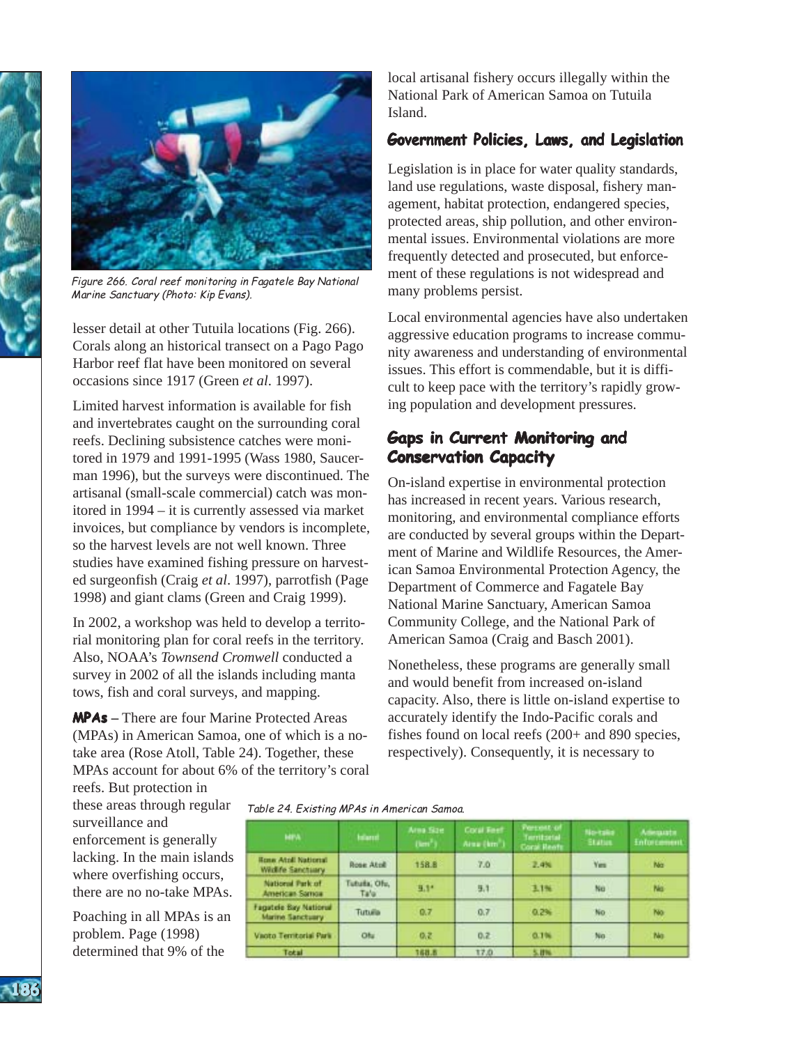Figure 266. Coral reef monitoring in Fagatele Bay National Marine Sanctuary (Photo: Kip Evans).

lesser detail at other Tutuila locations (Fig. 266). Corals along an historical transect on a Pago Pago Harbor reef flat have been monitored on several occasions since 1917 (Green *et al*. 1997).

Limited harvest information is available for fish and invertebrates caught on the surrounding coral reefs. Declining subsistence catches were monitored in 1979 and 1991-1995 (Wass 1980, Saucerman 1996), but the surveys were discontinued. The artisanal (small-scale commercial) catch was monitored in 1994 – it is currently assessed via market invoices, but compliance by vendors is incomplete, so the harvest levels are not well known. Three studies have examined fishing pressure on harvested surgeonfish (Craig *et al*. 1997), parrotfish (Page 1998) and giant clams (Green and Craig 1999).

In 2002, a workshop was held to develop a territorial monitoring plan for coral reefs in the territory. Also, NOAA's *Townsend Cromwell* conducted a survey in 2002 of all the islands including manta tows, fish and coral surveys, and mapping.

**MPAs** – There are four Marine Protected Areas (MPAs) in American Samoa, one of which is a no-take area (Rose Atoll, Table 24). Together, these MPAs account for about 6% of the territory's coral reefs. But protection in these areas through regular surveillance and enforcement is generally lacking. In the main islands where overfishing occurs, there are no no-take MPAs.

Poaching in all MPAs is an problem. Page (1998) determined that 9% of the local artisanal fishery occurs illegally within the National Park of American Samoa on Tutuila Island.

Table 24. Existing MPAs in American Samoa.

| MPA | Island | Area Size (km²) | Coral Reef Area (km²) | Percent of Territorial Coral Reefs | No-take Status | Adequate Enforcement |
|---|---|---|---|---|---|---|
| Rose Atoll National Wildlife Sanctuary | Rose Atoll | 158.8 | 7.0 | 2.4% | Yes | No |
| National Park of American Samoa | Tutuila, Ofu, Ta'u | 9.1* | 9.1 | 3.1% | No | No |
| Fagatele Bay National Marine Sanctuary | Tutuila | 0.7 | 0.7 | 0.2% | No | No |
| Vaoto Territorial Park | Ofu | 0.2 | 0.2 | 0.1% | No | No |
| Total | | 168.8 | 17.0 | 5.8% | | |

## Government Policies, Laws, and Legislation

Legislation is in place for water quality standards, land use regulations, waste disposal, fishery management, habitat protection, endangered species, protected areas, ship pollution, and other environmental issues. Environmental violations are more frequently detected and prosecuted, but enforcement of these regulations is not widespread and many problems persist.

Local environmental agencies have also undertaken aggressive education programs to increase community awareness and understanding of environmental issues. This effort is commendable, but it is difficult to keep pace with the territory's rapidly growing population and development pressures.

## Gaps in Current Monitoring and Conservation Capacity

On-island expertise in environmental protection has increased in recent years. Various research, monitoring, and environmental compliance efforts are conducted by several groups within the Department of Marine and Wildlife Resources, the American Samoa Environmental Protection Agency, the Department of Commerce and Fagatele Bay National Marine Sanctuary, American Samoa Community College, and the National Park of American Samoa (Craig and Basch 2001).

Nonetheless, these programs are generally small and would benefit from increased on-island capacity. Also, there is little on-island expertise to accurately identify the Indo-Pacific corals and fishes found on local reefs (200+ and 890 species, respectively). Consequently, it is necessary to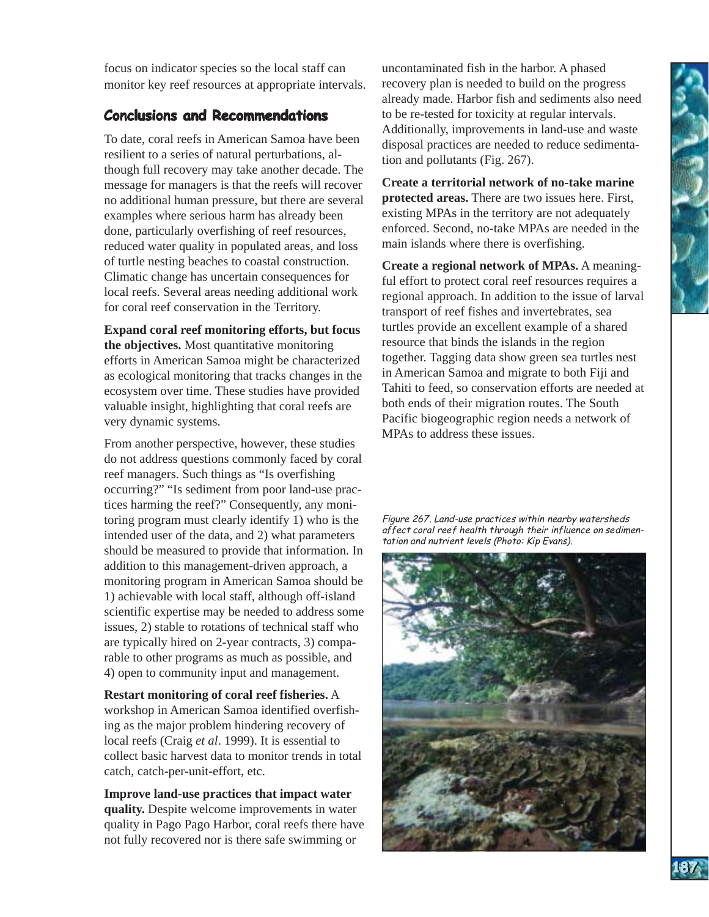focus on indicator species so the local staff can monitor key reef resources at appropriate intervals.

## Conclusions and Recommendations

To date, coral reefs in American Samoa have been resilient to a series of natural perturbations, although full recovery may take another decade. The message for managers is that the reefs will recover no additional human pressure, but there are several examples where serious harm has already been done, particularly overfishing of reef resources, reduced water quality in populated areas, and loss of turtle nesting beaches to coastal construction. Climatic change has uncertain consequences for local reefs. Several areas needing additional work for coral reef conservation in the Territory.

**Expand coral reef monitoring efforts, but focus the objectives.** Most quantitative monitoring efforts in American Samoa might be characterized as ecological monitoring that tracks changes in the ecosystem over time. These studies have provided valuable insight, highlighting that coral reefs are very dynamic systems.

From another perspective, however, these studies do not address questions commonly faced by coral reef managers. Such things as "Is overfishing occurring?" "Is sediment from poor land-use practices harming the reef?" Consequently, any monitoring program must clearly identify 1) who is the intended user of the data, and 2) what parameters should be measured to provide that information. In addition to this management-driven approach, a monitoring program in American Samoa should be 1) achievable with local staff, although off-island scientific expertise may be needed to address some issues, 2) stable to rotations of technical staff who are typically hired on 2-year contracts, 3) comparable to other programs as much as possible, and 4) open to community input and management.

**Restart monitoring of coral reef fisheries.** A workshop in American Samoa identified overfishing as the major problem hindering recovery of local reefs (Craig *et al*. 1999). It is essential to collect basic harvest data to monitor trends in total catch, catch-per-unit-effort, etc.

**Improve land-use practices that impact water quality.** Despite welcome improvements in water quality in Pago Pago Harbor, coral reefs there have not fully recovered nor is there safe swimming or uncontaminated fish in the harbor. A phased recovery plan is needed to build on the progress already made. Harbor fish and sediments also need to be re-tested for toxicity at regular intervals. Additionally, improvements in land-use and waste disposal practices are needed to reduce sedimentation and pollutants (Fig. 267).

**Create a territorial network of no-take marine protected areas.** There are two issues here. First, existing MPAs in the territory are not adequately enforced. Second, no-take MPAs are needed in the main islands where there is overfishing.

**Create a regional network of MPAs.** A meaningful effort to protect coral reef resources requires a regional approach. In addition to the issue of larval transport of reef fishes and invertebrates, sea turtles provide an excellent example of a shared resource that binds the islands in the region together. Tagging data show green sea turtles nest in American Samoa and migrate to both Fiji and Tahiti to feed, so conservation efforts are needed at both ends of their migration routes. The South Pacific biogeographic region needs a network of MPAs to address these issues.

*Figure 267. Land-use practices within nearby watersheds affect coral reef health through their influence on sedimentation and nutrient levels (Photo: Kip Evans).*